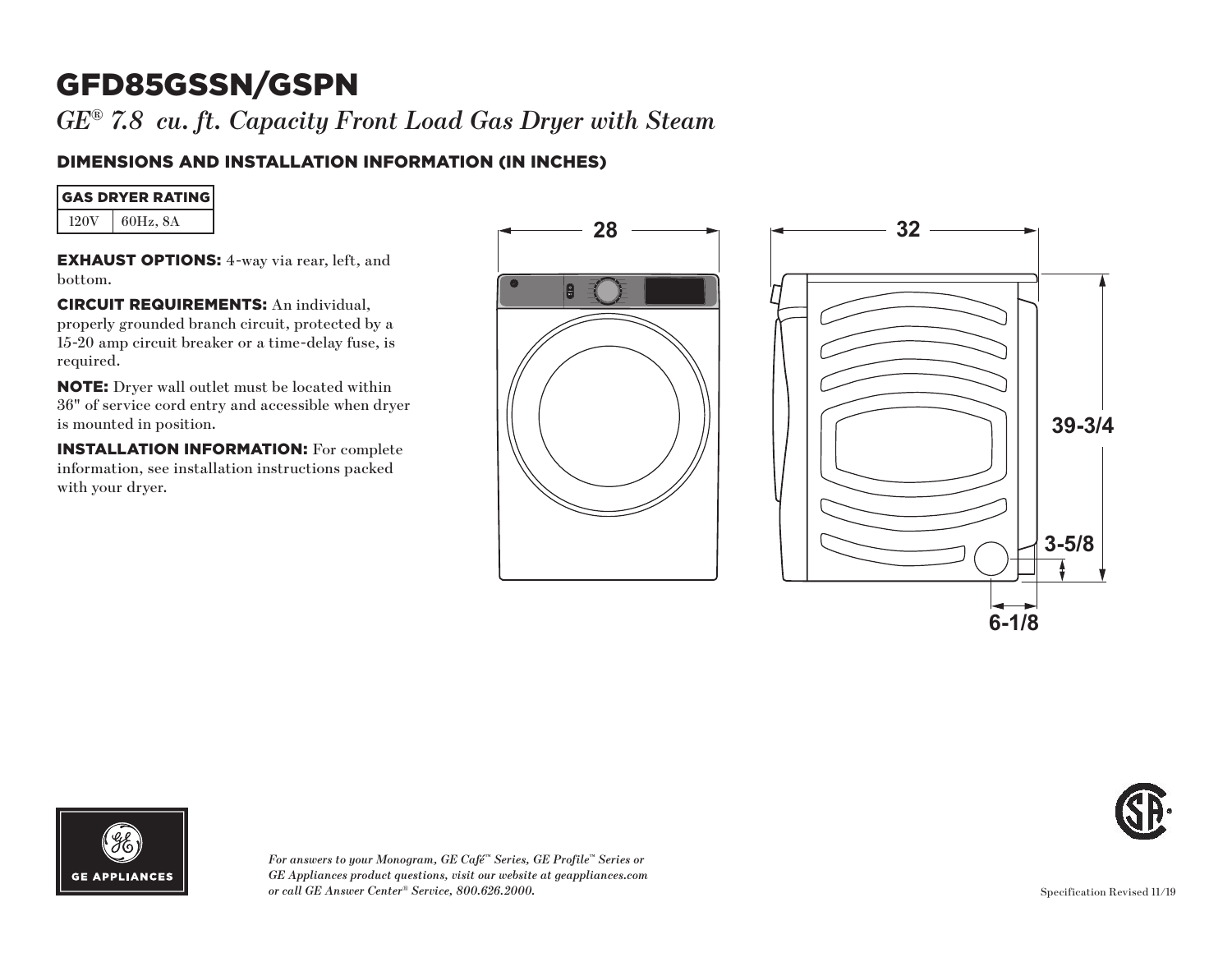# GFD85GSSN/GSPN

*GE® 7.8 cu. ft. Capacity Front Load Gas Dryer with Steam*

## DIMENSIONS AND INSTALLATION INFORMATION (IN INCHES)

| GAS DRYER RATING | |
|---|---|
| 120V | 60Hz, 8A |

**EXHAUST OPTIONS:** 4-way via rear, left, and bottom.

**CIRCUIT REQUIREMENTS:** An individual, properly grounded branch circuit, protected by a 15-20 amp circuit breaker or a time-delay fuse, is required.

**NOTE:** Dryer wall outlet must be located within 36" of service cord entry and accessible when dryer is mounted in position.

**INSTALLATION INFORMATION:** For complete information, see installation instructions packed with your dryer.

28

32

39-3/4

3-5/8

6-1/8

*For answers to your Monogram, GE Café™ Series, GE Profile™ Series or GE Appliances product questions, visit our website at geappliances.com or call GE Answer Center® Service, 800.626.2000.*

Specification Revised 11/19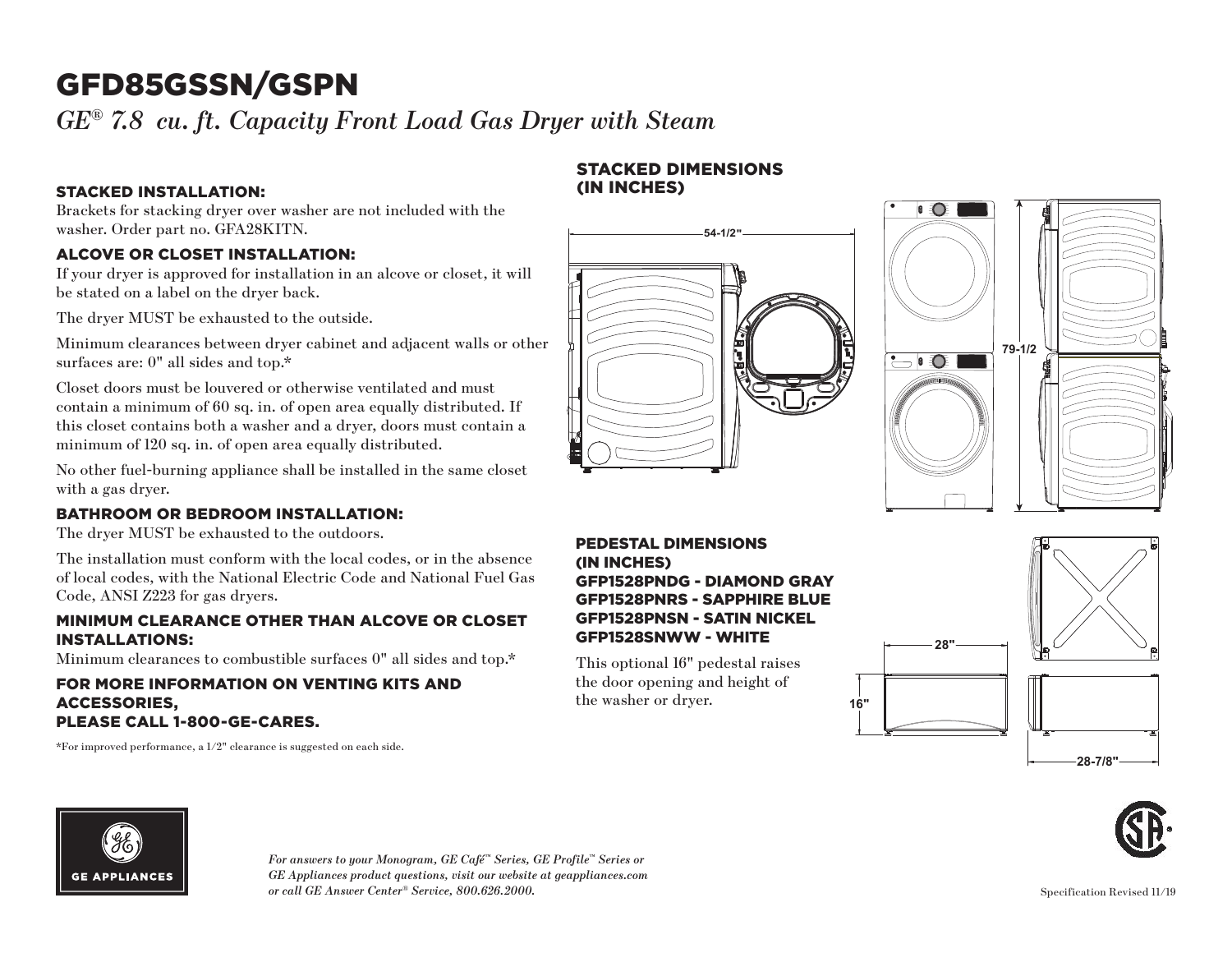# GFD85GSSN/GSPN

*GE® 7.8 cu. ft. Capacity Front Load Gas Dryer with Steam*

## STACKED INSTALLATION:

Brackets for stacking dryer over washer are not included with the washer. Order part no. GFA28KITN.

## ALCOVE OR CLOSET INSTALLATION:

If your dryer is approved for installation in an alcove or closet, it will be stated on a label on the dryer back.

The dryer MUST be exhausted to the outside.

Minimum clearances between dryer cabinet and adjacent walls or other surfaces are: 0" all sides and top.*

Closet doors must be louvered or otherwise ventilated and must contain a minimum of 60 sq. in. of open area equally distributed. If this closet contains both a washer and a dryer, doors must contain a minimum of 120 sq. in. of open area equally distributed.

No other fuel-burning appliance shall be installed in the same closet with a gas dryer.

## BATHROOM OR BEDROOM INSTALLATION:

The dryer MUST be exhausted to the outdoors.

The installation must conform with the local codes, or in the absence of local codes, with the National Electric Code and National Fuel Gas Code, ANSI Z223 for gas dryers.

## MINIMUM CLEARANCE OTHER THAN ALCOVE OR CLOSET INSTALLATIONS:

Minimum clearances to combustible surfaces 0" all sides and top.*

## FOR MORE INFORMATION ON VENTING KITS AND ACCESSORIES, PLEASE CALL 1-800-GE-CARES.

*For improved performance, a 1/2" clearance is suggested on each side.

## STACKED DIMENSIONS (IN INCHES)

54-1/2"

79-1/2

## PEDESTAL DIMENSIONS (IN INCHES)

GFP1528PNDG - DIAMOND GRAY
GFP1528PNRS - SAPPHIRE BLUE
GFP1528PNSN - SATIN NICKEL
GFP1528SNWW - WHITE

This optional 16" pedestal raises the door opening and height of the washer or dryer.

28"

16"

28-7/8"

*For answers to your Monogram, GE Café™ Series, GE Profile™ Series or GE Appliances product questions, visit our website at geappliances.com or call GE Answer Center® Service, 800.626.2000.*

Specification Revised 11/19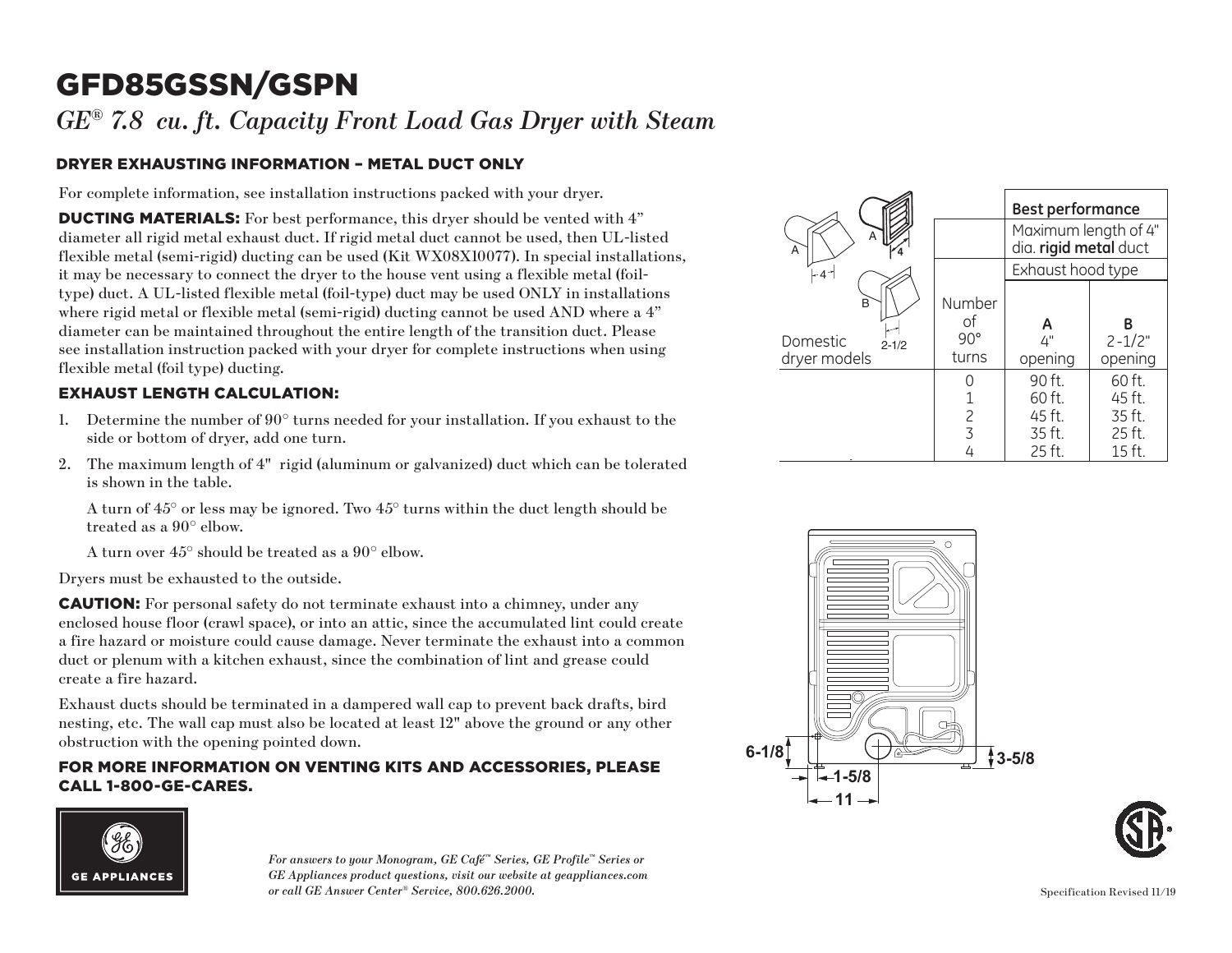# GFD85GSSN/GSPN

*GE® 7.8 cu. ft. Capacity Front Load Gas Dryer with Steam*

## DRYER EXHAUSTING INFORMATION – METAL DUCT ONLY

For complete information, see installation instructions packed with your dryer.

**DUCTING MATERIALS:** For best performance, this dryer should be vented with 4" diameter all rigid metal exhaust duct. If rigid metal duct cannot be used, then UL-listed flexible metal (semi-rigid) ducting can be used (Kit WX08X10077). In special installations, it may be necessary to connect the dryer to the house vent using a flexible metal (foil-type) duct. A UL-listed flexible metal (foil-type) duct may be used ONLY in installations where rigid metal or flexible metal (semi-rigid) ducting cannot be used AND where a 4" diameter can be maintained throughout the entire length of the transition duct. Please see installation instruction packed with your dryer for complete instructions when using flexible metal (foil type) ducting.

## EXHAUST LENGTH CALCULATION:

1. Determine the number of 90° turns needed for your installation. If you exhaust to the side or bottom of dryer, add one turn.
2. The maximum length of 4" rigid (aluminum or galvanized) duct which can be tolerated is shown in the table.

   A turn of 45° or less may be ignored. Two 45° turns within the duct length should be treated as a 90° elbow.

   A turn over 45° should be treated as a 90° elbow.

Dryers must be exhausted to the outside.

**CAUTION:** For personal safety do not terminate exhaust into a chimney, under any enclosed house floor (crawl space), or into an attic, since the accumulated lint could create a fire hazard or moisture could cause damage. Never terminate the exhaust into a common duct or plenum with a kitchen exhaust, since the combination of lint and grease could create a fire hazard.

Exhaust ducts should be terminated in a dampered wall cap to prevent back drafts, bird nesting, etc. The wall cap must also be located at least 12" above the ground or any other obstruction with the opening pointed down.

## FOR MORE INFORMATION ON VENTING KITS AND ACCESSORIES, PLEASE CALL 1-800-GE-CARES.

| | | **Best performance** | |
|---|---|---|---|
| | | Maximum length of 4" dia. **rigid metal** duct | |
| | | Exhaust hood type | |
| Domestic dryer models | Number of 90° turns | **A** 4" opening | **B** 2-1/2" opening |
| | 0 | 90 ft. | 60 ft. |
| | 1 | 60 ft. | 45 ft. |
| | 2 | 45 ft. | 35 ft. |
| | 3 | 35 ft. | 25 ft. |
| | 4 | 25 ft. | 15 ft. |

6-1/8

1-5/8

11

3-5/8

GE APPLIANCES

*For answers to your Monogram, GE Café™ Series, GE Profile™ Series or GE Appliances product questions, visit our website at geappliances.com or call GE Answer Center® Service, 800.626.2000.*

Specification Revised 11/19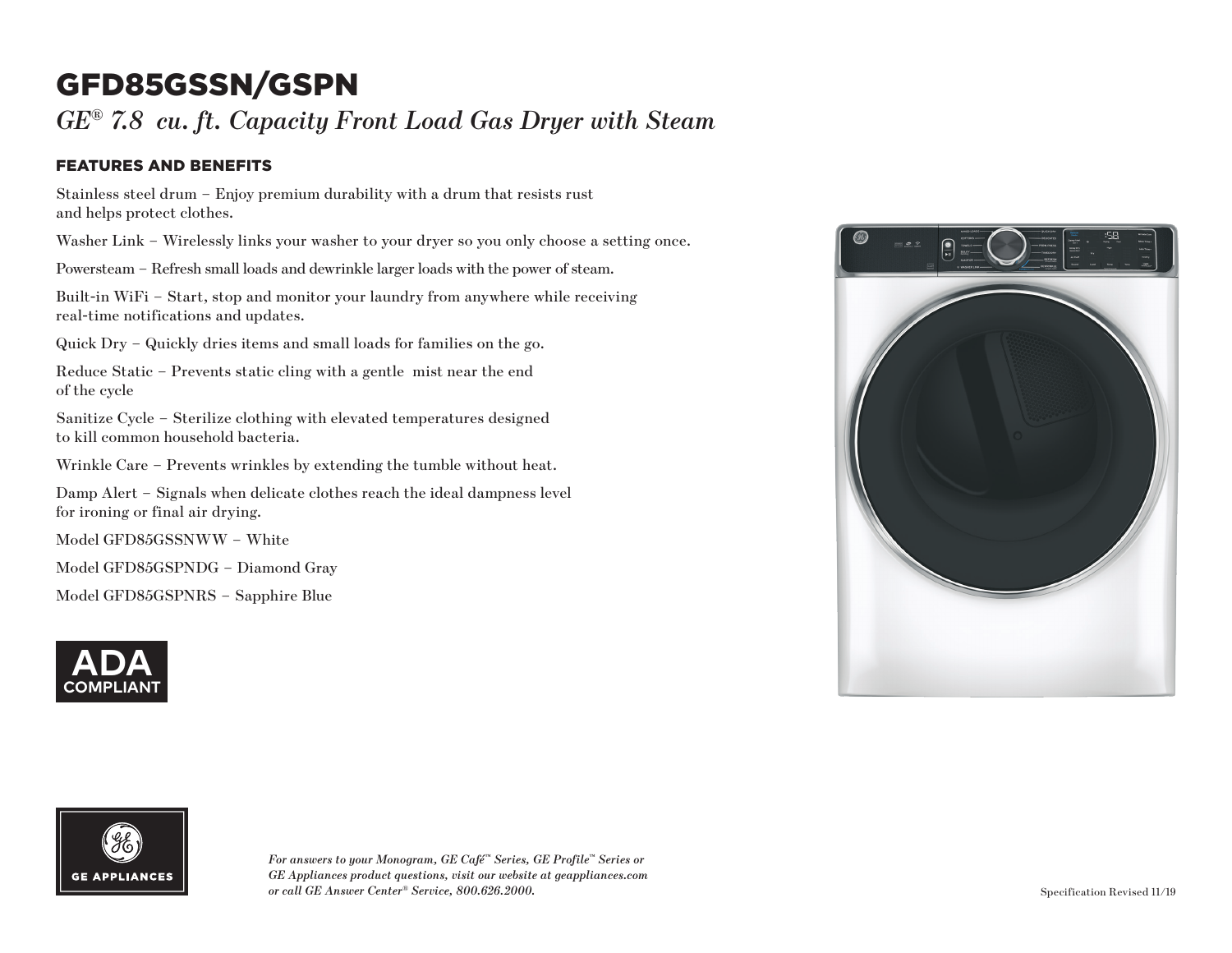# GFD85GSSN/GSPN

*GE® 7.8 cu. ft. Capacity Front Load Gas Dryer with Steam*

## FEATURES AND BENEFITS

Stainless steel drum – Enjoy premium durability with a drum that resists rust and helps protect clothes.

Washer Link – Wirelessly links your washer to your dryer so you only choose a setting once.

Powersteam – Refresh small loads and dewrinkle larger loads with the power of steam.

Built-in WiFi – Start, stop and monitor your laundry from anywhere while receiving real-time notifications and updates.

Quick Dry – Quickly dries items and small loads for families on the go.

Reduce Static – Prevents static cling with a gentle mist near the end of the cycle

Sanitize Cycle – Sterilize clothing with elevated temperatures designed to kill common household bacteria.

Wrinkle Care – Prevents wrinkles by extending the tumble without heat.

Damp Alert – Signals when delicate clothes reach the ideal dampness level for ironing or final air drying.

Model GFD85GSSNWW – White

Model GFD85GSPNDG – Diamond Gray

Model GFD85GSPNRS – Sapphire Blue

**ADA COMPLIANT**

GE APPLIANCES

*For answers to your Monogram, GE Café™ Series, GE Profile™ Series or GE Appliances product questions, visit our website at geappliances.com or call GE Answer Center® Service, 800.626.2000.*

Specification Revised 11/19